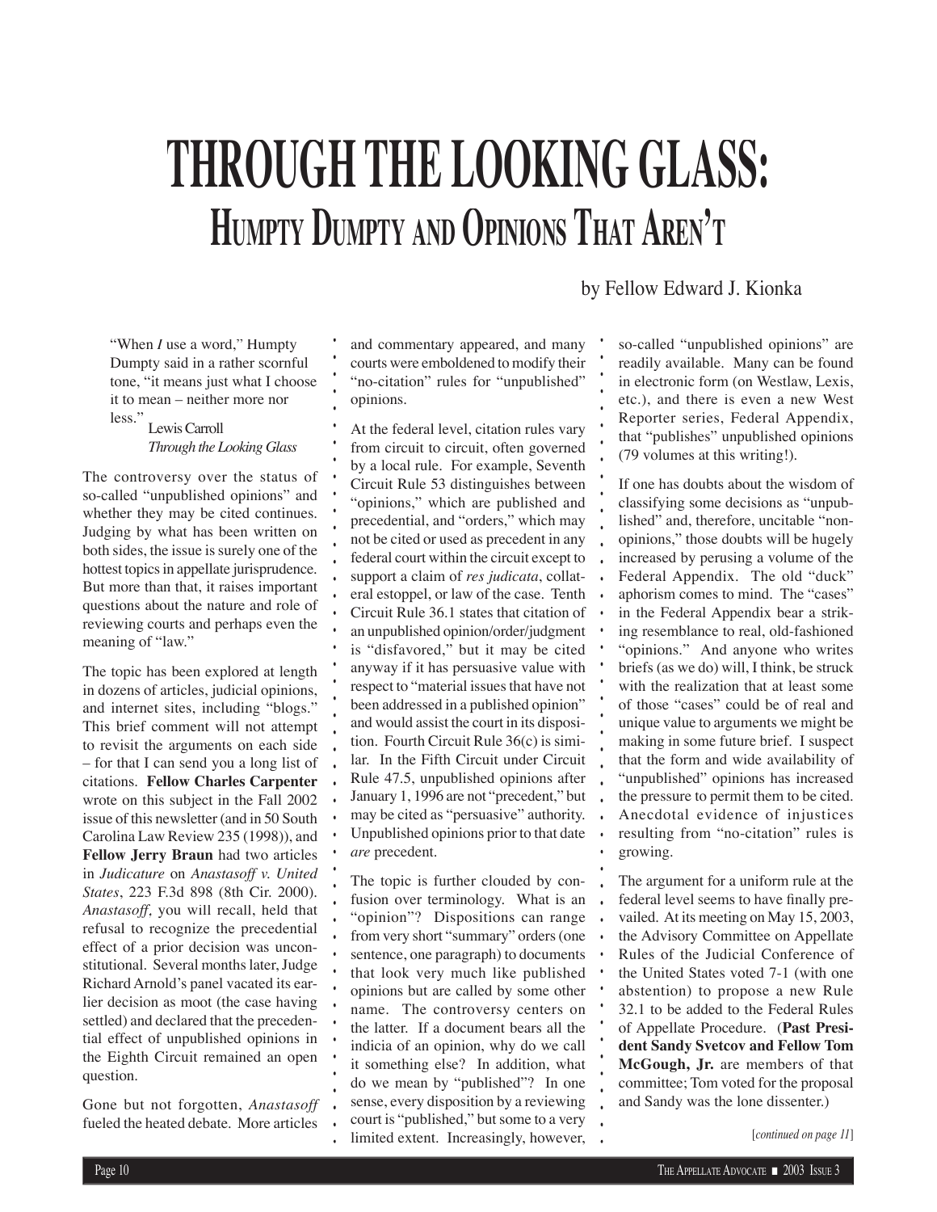# THROUGH THE LOOKING GLASS:
## HUMPTY DUMPTY AND OPINIONS THAT AREN'T

by Fellow Edward J. Kionka

> "When *I* use a word," Humpty Dumpty said in a rather scornful tone, "it means just what I choose it to mean – neither more nor less."
>
> Lewis Carroll
> *Through the Looking Glass*

The controversy over the status of so-called "unpublished opinions" and whether they may be cited continues. Judging by what has been written on both sides, the issue is surely one of the hottest topics in appellate jurisprudence. But more than that, it raises important questions about the nature and role of reviewing courts and perhaps even the meaning of "law."

The topic has been explored at length in dozens of articles, judicial opinions, and internet sites, including "blogs." This brief comment will not attempt to revisit the arguments on each side – for that I can send you a long list of citations. **Fellow Charles Carpenter** wrote on this subject in the Fall 2002 issue of this newsletter (and in 50 South Carolina Law Review 235 (1998)), and **Fellow Jerry Braun** had two articles in *Judicature* on *Anastasoff v. United States*, 223 F.3d 898 (8th Cir. 2000). *Anastasoff*, you will recall, held that refusal to recognize the precedential effect of a prior decision was unconstitutional. Several months later, Judge Richard Arnold's panel vacated its earlier decision as moot (the case having settled) and declared that the precedential effect of unpublished opinions in the Eighth Circuit remained an open question.

Gone but not forgotten, *Anastasoff* fueled the heated debate. More articles and commentary appeared, and many courts were emboldened to modify their "no-citation" rules for "unpublished" opinions.

At the federal level, citation rules vary from circuit to circuit, often governed by a local rule. For example, Seventh Circuit Rule 53 distinguishes between "opinions," which are published and precedential, and "orders," which may not be cited or used as precedent in any federal court within the circuit except to support a claim of *res judicata*, collateral estoppel, or law of the case. Tenth Circuit Rule 36.1 states that citation of an unpublished opinion/order/judgment is "disfavored," but it may be cited anyway if it has persuasive value with respect to "material issues that have not been addressed in a published opinion" and would assist the court in its disposition. Fourth Circuit Rule 36(c) is similar. In the Fifth Circuit under Circuit Rule 47.5, unpublished opinions after January 1, 1996 are not "precedent," but may be cited as "persuasive" authority. Unpublished opinions prior to that date *are* precedent.

The topic is further clouded by confusion over terminology. What is an "opinion"? Dispositions can range from very short "summary" orders (one sentence, one paragraph) to documents that look very much like published opinions but are called by some other name. The controversy centers on the latter. If a document bears all the indicia of an opinion, why do we call it something else? In addition, what do we mean by "published"? In one sense, every disposition by a reviewing court is "published," but some to a very limited extent. Increasingly, however, so-called "unpublished opinions" are readily available. Many can be found in electronic form (on Westlaw, Lexis, etc.), and there is even a new West Reporter series, Federal Appendix, that "publishes" unpublished opinions (79 volumes at this writing!).

If one has doubts about the wisdom of classifying some decisions as "unpublished" and, therefore, uncitable "non-opinions," those doubts will be hugely increased by perusing a volume of the Federal Appendix. The old "duck" aphorism comes to mind. The "cases" in the Federal Appendix bear a striking resemblance to real, old-fashioned "opinions." And anyone who writes briefs (as we do) will, I think, be struck with the realization that at least some of those "cases" could be of real and unique value to arguments we might be making in some future brief. I suspect that the form and wide availability of "unpublished" opinions has increased the pressure to permit them to be cited. Anecdotal evidence of injustices resulting from "no-citation" rules is growing.

The argument for a uniform rule at the federal level seems to have finally prevailed. At its meeting on May 15, 2003, the Advisory Committee on Appellate Rules of the Judicial Conference of the United States voted 7-1 (with one abstention) to propose a new Rule 32.1 to be added to the Federal Rules of Appellate Procedure. (**Past President Sandy Svetcov and Fellow Tom McGough, Jr.** are members of that committee; Tom voted for the proposal and Sandy was the lone dissenter.)

[*continued on page 11*]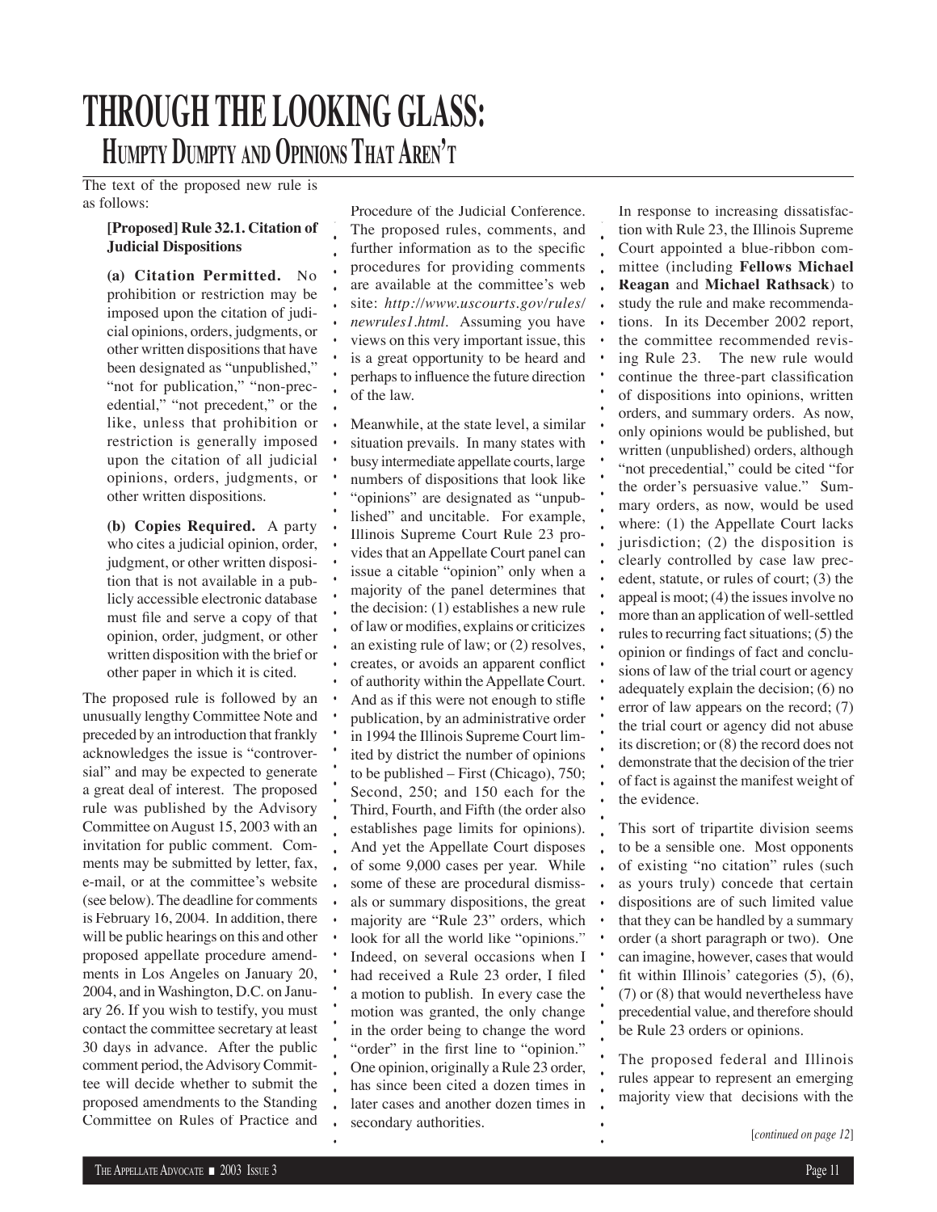# THROUGH THE LOOKING GLASS:

## HUMPTY DUMPTY AND OPINIONS THAT AREN'T

The text of the proposed new rule is as follows:

> **[Proposed] Rule 32.1. Citation of Judicial Dispositions**
>
> **(a) Citation Permitted.** No prohibition or restriction may be imposed upon the citation of judicial opinions, orders, judgments, or other written dispositions that have been designated as "unpublished," "not for publication," "non-precedential," "not precedent," or the like, unless that prohibition or restriction is generally imposed upon the citation of all judicial opinions, orders, judgments, or other written dispositions.
>
> **(b) Copies Required.** A party who cites a judicial opinion, order, judgment, or other written disposition that is not available in a publicly accessible electronic database must file and serve a copy of that opinion, order, judgment, or other written disposition with the brief or other paper in which it is cited.

The proposed rule is followed by an unusually lengthy Committee Note and preceded by an introduction that frankly acknowledges the issue is "controversial" and may be expected to generate a great deal of interest. The proposed rule was published by the Advisory Committee on August 15, 2003 with an invitation for public comment. Comments may be submitted by letter, fax, e-mail, or at the committee's website (see below). The deadline for comments is February 16, 2004. In addition, there will be public hearings on this and other proposed appellate procedure amendments in Los Angeles on January 20, 2004, and in Washington, D.C. on January 26. If you wish to testify, you must contact the committee secretary at least 30 days in advance. After the public comment period, the Advisory Committee will decide whether to submit the proposed amendments to the Standing Committee on Rules of Practice and Procedure of the Judicial Conference. The proposed rules, comments, and further information as to the specific procedures for providing comments are available at the committee's web site: *http://www.uscourts.gov/rules/newrules1.html*. Assuming you have views on this very important issue, this is a great opportunity to be heard and perhaps to influence the future direction of the law.

Meanwhile, at the state level, a similar situation prevails. In many states with busy intermediate appellate courts, large numbers of dispositions that look like "opinions" are designated as "unpublished" and uncitable. For example, Illinois Supreme Court Rule 23 provides that an Appellate Court panel can issue a citable "opinion" only when a majority of the panel determines that the decision: (1) establishes a new rule of law or modifies, explains or criticizes an existing rule of law; or (2) resolves, creates, or avoids an apparent conflict of authority within the Appellate Court. And as if this were not enough to stifle publication, by an administrative order in 1994 the Illinois Supreme Court limited by district the number of opinions to be published – First (Chicago), 750; Second, 250; and 150 each for the Third, Fourth, and Fifth (the order also establishes page limits for opinions). And yet the Appellate Court disposes of some 9,000 cases per year. While some of these are procedural dismissals or summary dispositions, the great majority are "Rule 23" orders, which look for all the world like "opinions." Indeed, on several occasions when I had received a Rule 23 order, I filed a motion to publish. In every case the motion was granted, the only change in the order being to change the word "order" in the first line to "opinion." One opinion, originally a Rule 23 order, has since been cited a dozen times in later cases and another dozen times in secondary authorities.

In response to increasing dissatisfaction with Rule 23, the Illinois Supreme Court appointed a blue-ribbon committee (including **Fellows Michael Reagan** and **Michael Rathsack**) to study the rule and make recommendations. In its December 2002 report, the committee recommended revising Rule 23. The new rule would continue the three-part classification of dispositions into opinions, written orders, and summary orders. As now, only opinions would be published, but written (unpublished) orders, although "not precedential," could be cited "for the order's persuasive value." Summary orders, as now, would be used where: (1) the Appellate Court lacks jurisdiction; (2) the disposition is clearly controlled by case law precedent, statute, or rules of court; (3) the appeal is moot; (4) the issues involve no more than an application of well-settled rules to recurring fact situations; (5) the opinion or findings of fact and conclusions of law of the trial court or agency adequately explain the decision; (6) no error of law appears on the record; (7) the trial court or agency did not abuse its discretion; or (8) the record does not demonstrate that the decision of the trier of fact is against the manifest weight of the evidence.

This sort of tripartite division seems to be a sensible one. Most opponents of existing "no citation" rules (such as yours truly) concede that certain dispositions are of such limited value that they can be handled by a summary order (a short paragraph or two). One can imagine, however, cases that would fit within Illinois' categories (5), (6), (7) or (8) that would nevertheless have precedential value, and therefore should be Rule 23 orders or opinions.

The proposed federal and Illinois rules appear to represent an emerging majority view that decisions with the

[*continued on page 12*]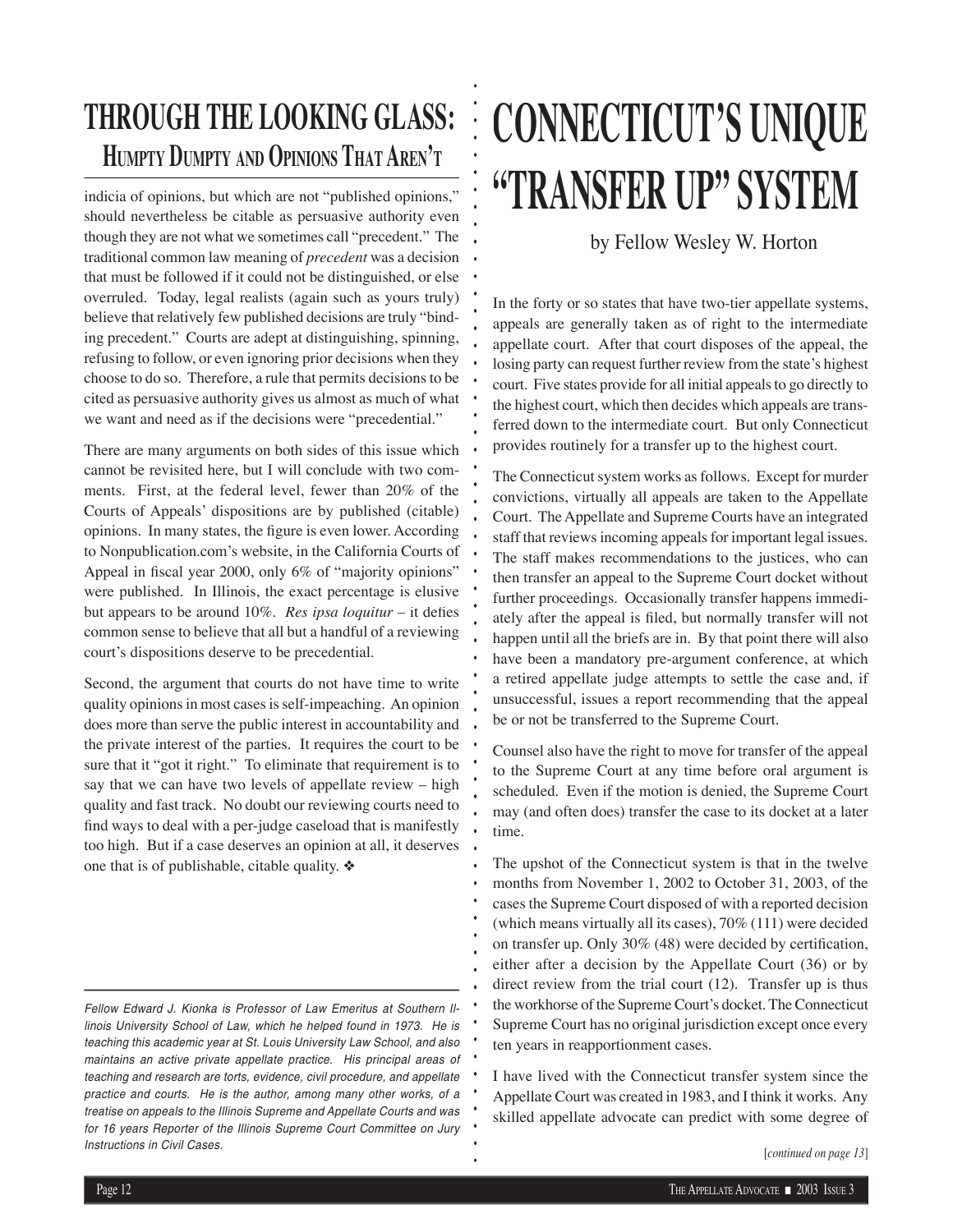## THROUGH THE LOOKING GLASS: HUMPTY DUMPTY AND OPINIONS THAT AREN'T

indicia of opinions, but which are not "published opinions," should nevertheless be citable as persuasive authority even though they are not what we sometimes call "precedent." The traditional common law meaning of *precedent* was a decision that must be followed if it could not be distinguished, or else overruled. Today, legal realists (again such as yours truly) believe that relatively few published decisions are truly "binding precedent." Courts are adept at distinguishing, spinning, refusing to follow, or even ignoring prior decisions when they choose to do so. Therefore, a rule that permits decisions to be cited as persuasive authority gives us almost as much of what we want and need as if the decisions were "precedential."

There are many arguments on both sides of this issue which cannot be revisited here, but I will conclude with two comments. First, at the federal level, fewer than 20% of the Courts of Appeals' dispositions are by published (citable) opinions. In many states, the figure is even lower. According to Nonpublication.com's website, in the California Courts of Appeal in fiscal year 2000, only 6% of "majority opinions" were published. In Illinois, the exact percentage is elusive but appears to be around 10%. *Res ipsa loquitur* – it defies common sense to believe that all but a handful of a reviewing court's dispositions deserve to be precedential.

Second, the argument that courts do not have time to write quality opinions in most cases is self-impeaching. An opinion does more than serve the public interest in accountability and the private interest of the parties. It requires the court to be sure that it "got it right." To eliminate that requirement is to say that we can have two levels of appellate review – high quality and fast track. No doubt our reviewing courts need to find ways to deal with a per-judge caseload that is manifestly too high. But if a case deserves an opinion at all, it deserves one that is of publishable, citable quality. ❖

---

*Fellow Edward J. Kionka is Professor of Law Emeritus at Southern Illinois University School of Law, which he helped found in 1973. He is teaching this academic year at St. Louis University Law School, and also maintains an active private appellate practice. His principal areas of teaching and research are torts, evidence, civil procedure, and appellate practice and courts. He is the author, among many other works, of a treatise on appeals to the Illinois Supreme and Appellate Courts and was for 16 years Reporter of the Illinois Supreme Court Committee on Jury Instructions in Civil Cases.*

# CONNECTICUT'S UNIQUE "TRANSFER UP" SYSTEM

by Fellow Wesley W. Horton

In the forty or so states that have two-tier appellate systems, appeals are generally taken as of right to the intermediate appellate court. After that court disposes of the appeal, the losing party can request further review from the state's highest court. Five states provide for all initial appeals to go directly to the highest court, which then decides which appeals are transferred down to the intermediate court. But only Connecticut provides routinely for a transfer up to the highest court.

The Connecticut system works as follows. Except for murder convictions, virtually all appeals are taken to the Appellate Court. The Appellate and Supreme Courts have an integrated staff that reviews incoming appeals for important legal issues. The staff makes recommendations to the justices, who can then transfer an appeal to the Supreme Court docket without further proceedings. Occasionally transfer happens immediately after the appeal is filed, but normally transfer will not happen until all the briefs are in. By that point there will also have been a mandatory pre-argument conference, at which a retired appellate judge attempts to settle the case and, if unsuccessful, issues a report recommending that the appeal be or not be transferred to the Supreme Court.

Counsel also have the right to move for transfer of the appeal to the Supreme Court at any time before oral argument is scheduled. Even if the motion is denied, the Supreme Court may (and often does) transfer the case to its docket at a later time.

The upshot of the Connecticut system is that in the twelve months from November 1, 2002 to October 31, 2003, of the cases the Supreme Court disposed of with a reported decision (which means virtually all its cases), 70% (111) were decided on transfer up. Only 30% (48) were decided by certification, either after a decision by the Appellate Court (36) or by direct review from the trial court (12). Transfer up is thus the workhorse of the Supreme Court's docket. The Connecticut Supreme Court has no original jurisdiction except once every ten years in reapportionment cases.

I have lived with the Connecticut transfer system since the Appellate Court was created in 1983, and I think it works. Any skilled appellate advocate can predict with some degree of

[*continued on page 13*]